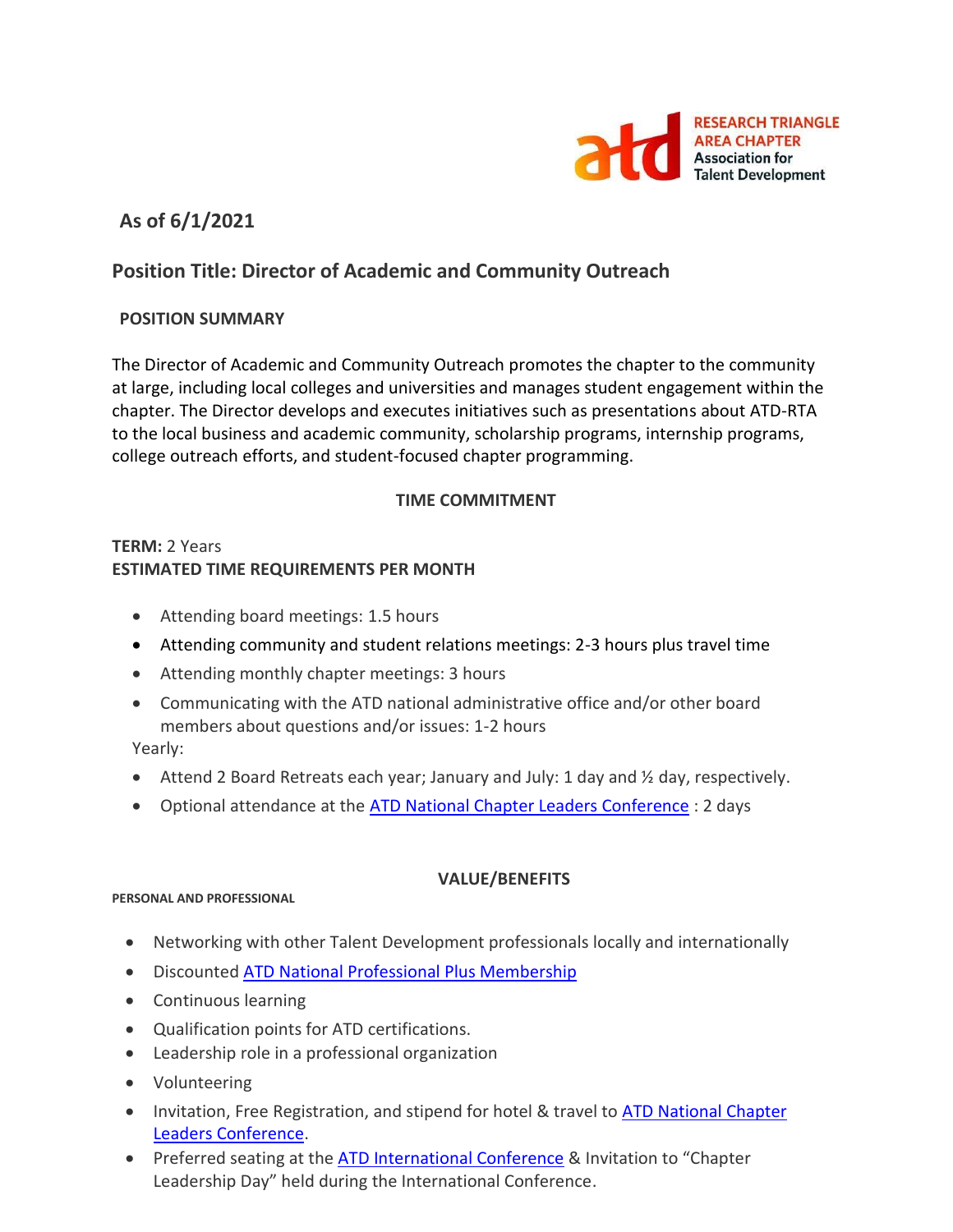RESEARCH TRIANGLE AREA CHAPTER
Association for Talent Development

**As of 6/1/2021**

## Position Title: Director of Academic and Community Outreach

### POSITION SUMMARY

The Director of Academic and Community Outreach promotes the chapter to the community at large, including local colleges and universities and manages student engagement within the chapter. The Director develops and executes initiatives such as presentations about ATD-RTA to the local business and academic community, scholarship programs, internship programs, college outreach efforts, and student-focused chapter programming.

### TIME COMMITMENT

**TERM:** 2 Years

**ESTIMATED TIME REQUIREMENTS PER MONTH**

- Attending board meetings: 1.5 hours
- Attending community and student relations meetings: 2-3 hours plus travel time
- Attending monthly chapter meetings: 3 hours
- Communicating with the ATD national administrative office and/or other board members about questions and/or issues: 1-2 hours

Yearly:

- Attend 2 Board Retreats each year; January and July: 1 day and ½ day, respectively.
- Optional attendance at the ATD National Chapter Leaders Conference : 2 days

### VALUE/BENEFITS

**PERSONAL AND PROFESSIONAL**

- Networking with other Talent Development professionals locally and internationally
- Discounted ATD National Professional Plus Membership
- Continuous learning
- Qualification points for ATD certifications.
- Leadership role in a professional organization
- Volunteering
- Invitation, Free Registration, and stipend for hotel & travel to ATD National Chapter Leaders Conference.
- Preferred seating at the ATD International Conference & Invitation to "Chapter Leadership Day" held during the International Conference.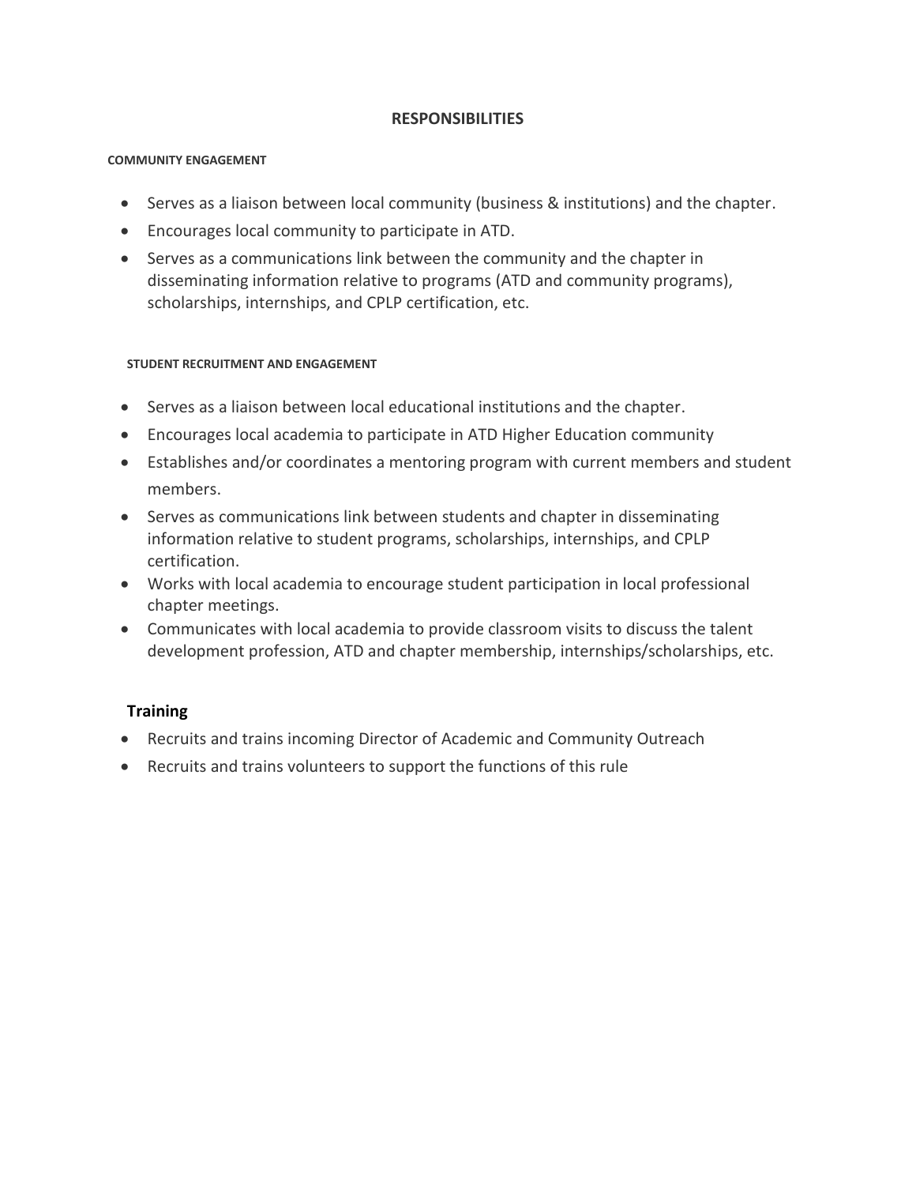# RESPONSIBILITIES

### COMMUNITY ENGAGEMENT

- Serves as a liaison between local community (business & institutions) and the chapter.
- Encourages local community to participate in ATD.
- Serves as a communications link between the community and the chapter in disseminating information relative to programs (ATD and community programs), scholarships, internships, and CPLP certification, etc.

### STUDENT RECRUITMENT AND ENGAGEMENT

- Serves as a liaison between local educational institutions and the chapter.
- Encourages local academia to participate in ATD Higher Education community
- Establishes and/or coordinates a mentoring program with current members and student members.
- Serves as communications link between students and chapter in disseminating information relative to student programs, scholarships, internships, and CPLP certification.
- Works with local academia to encourage student participation in local professional chapter meetings.
- Communicates with local academia to provide classroom visits to discuss the talent development profession, ATD and chapter membership, internships/scholarships, etc.

### Training

- Recruits and trains incoming Director of Academic and Community Outreach
- Recruits and trains volunteers to support the functions of this rule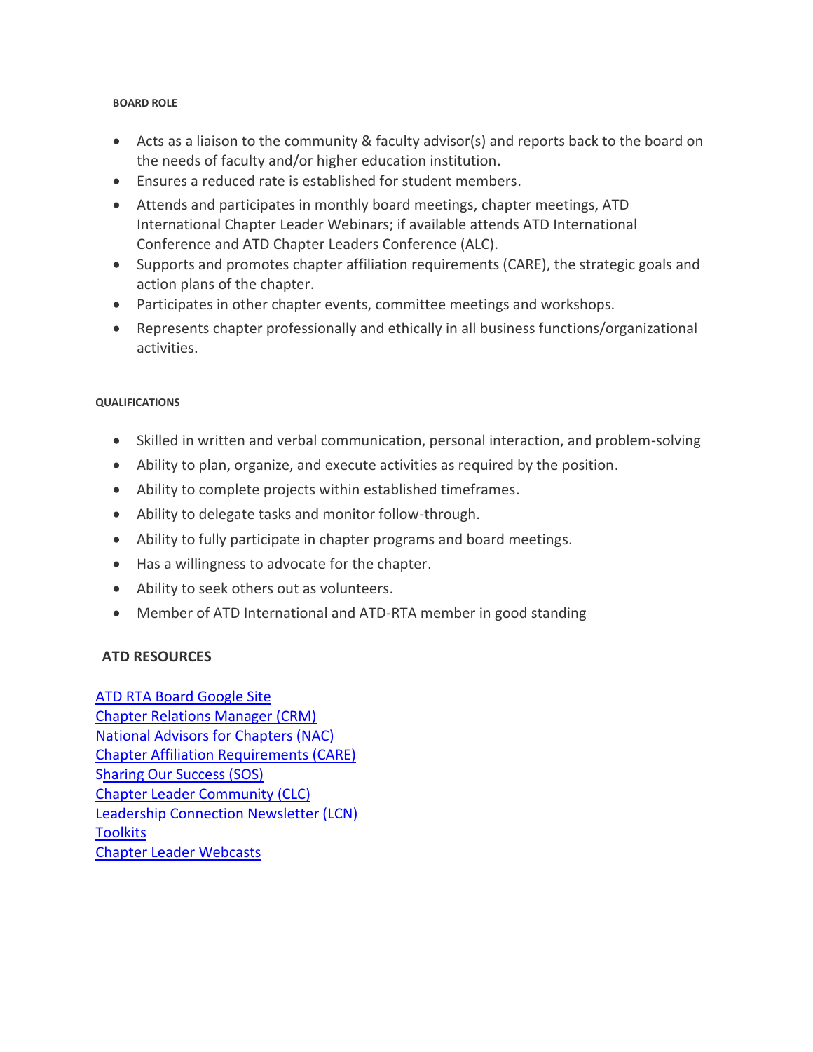#### BOARD ROLE

- Acts as a liaison to the community & faculty advisor(s) and reports back to the board on the needs of faculty and/or higher education institution.
- Ensures a reduced rate is established for student members.
- Attends and participates in monthly board meetings, chapter meetings, ATD International Chapter Leader Webinars; if available attends ATD International Conference and ATD Chapter Leaders Conference (ALC).
- Supports and promotes chapter affiliation requirements (CARE), the strategic goals and action plans of the chapter.
- Participates in other chapter events, committee meetings and workshops.
- Represents chapter professionally and ethically in all business functions/organizational activities.

#### QUALIFICATIONS

- Skilled in written and verbal communication, personal interaction, and problem-solving
- Ability to plan, organize, and execute activities as required by the position.
- Ability to complete projects within established timeframes.
- Ability to delegate tasks and monitor follow-through.
- Ability to fully participate in chapter programs and board meetings.
- Has a willingness to advocate for the chapter.
- Ability to seek others out as volunteers.
- Member of ATD International and ATD-RTA member in good standing

### ATD RESOURCES

ATD RTA Board Google Site
Chapter Relations Manager (CRM)
National Advisors for Chapters (NAC)
Chapter Affiliation Requirements (CARE)
Sharing Our Success (SOS)
Chapter Leader Community (CLC)
Leadership Connection Newsletter (LCN)
Toolkits
Chapter Leader Webcasts